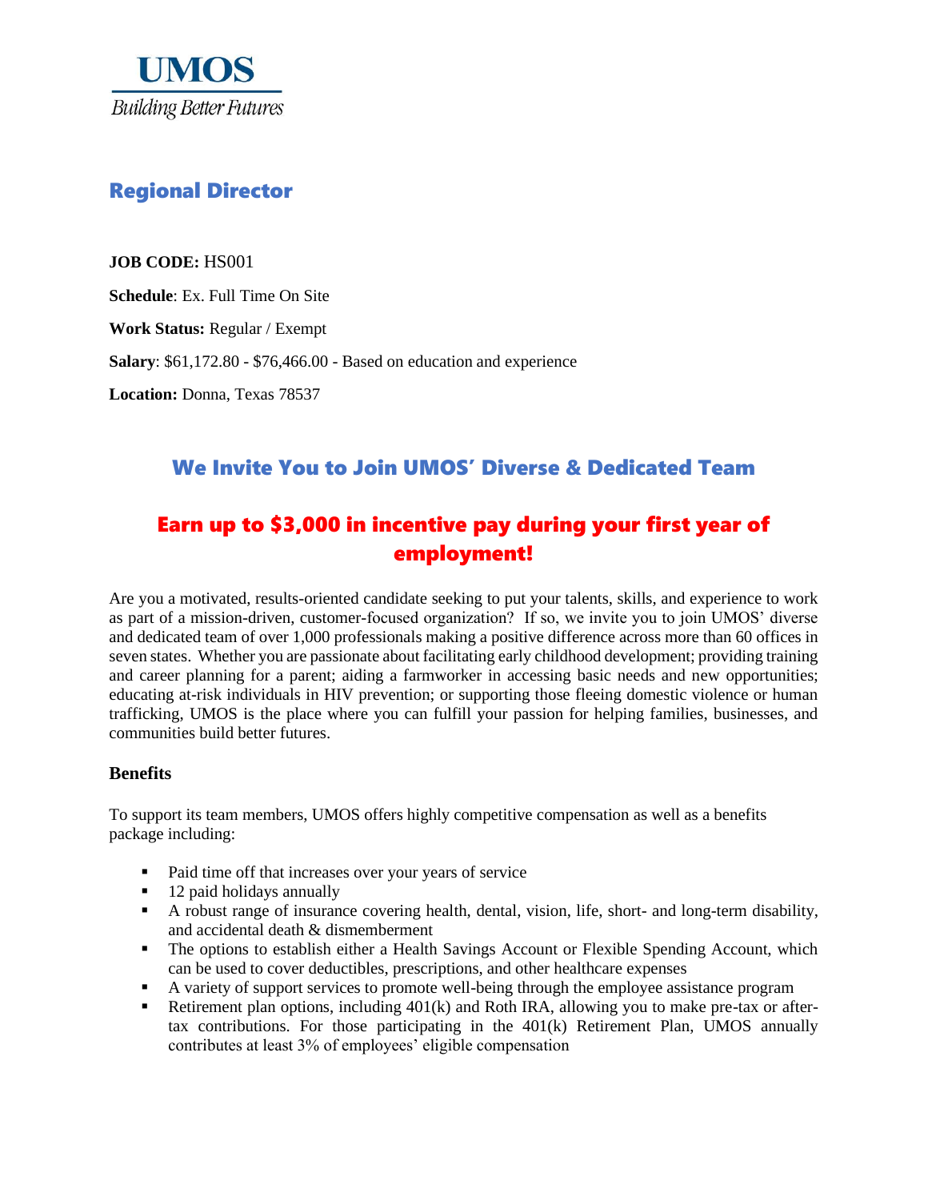**UMOS**

*Building Better Futures*

# Regional Director

**JOB CODE:** HS001

**Schedule**: Ex. Full Time On Site

**Work Status:** Regular / Exempt

**Salary**: $61,172.80 - $76,466.00 - Based on education and experience

**Location:** Donna, Texas 78537

## We Invite You to Join UMOS' Diverse & Dedicated Team

## Earn up to $3,000 in incentive pay during your first year of employment!

Are you a motivated, results-oriented candidate seeking to put your talents, skills, and experience to work as part of a mission-driven, customer-focused organization? If so, we invite you to join UMOS' diverse and dedicated team of over 1,000 professionals making a positive difference across more than 60 offices in seven states. Whether you are passionate about facilitating early childhood development; providing training and career planning for a parent; aiding a farmworker in accessing basic needs and new opportunities; educating at-risk individuals in HIV prevention; or supporting those fleeing domestic violence or human trafficking, UMOS is the place where you can fulfill your passion for helping families, businesses, and communities build better futures.

### Benefits

To support its team members, UMOS offers highly competitive compensation as well as a benefits package including:

- Paid time off that increases over your years of service
- 12 paid holidays annually
- A robust range of insurance covering health, dental, vision, life, short- and long-term disability, and accidental death & dismemberment
- The options to establish either a Health Savings Account or Flexible Spending Account, which can be used to cover deductibles, prescriptions, and other healthcare expenses
- A variety of support services to promote well-being through the employee assistance program
- Retirement plan options, including 401(k) and Roth IRA, allowing you to make pre-tax or after-tax contributions. For those participating in the 401(k) Retirement Plan, UMOS annually contributes at least 3% of employees' eligible compensation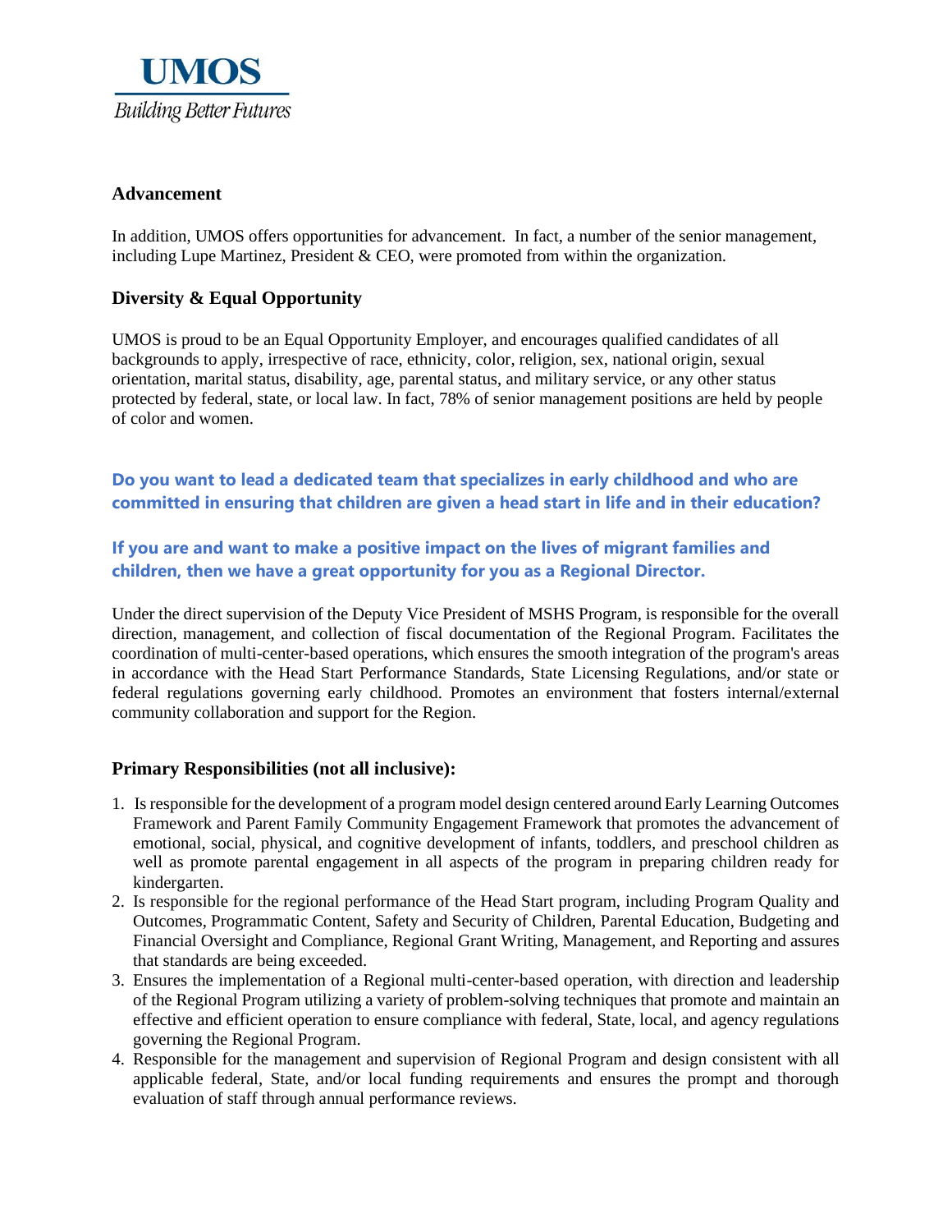**UMOS**
*Building Better Futures*

## Advancement

In addition, UMOS offers opportunities for advancement. In fact, a number of the senior management, including Lupe Martinez, President & CEO, were promoted from within the organization.

## Diversity & Equal Opportunity

UMOS is proud to be an Equal Opportunity Employer, and encourages qualified candidates of all backgrounds to apply, irrespective of race, ethnicity, color, religion, sex, national origin, sexual orientation, marital status, disability, age, parental status, and military service, or any other status protected by federal, state, or local law. In fact, 78% of senior management positions are held by people of color and women.

**Do you want to lead a dedicated team that specializes in early childhood and who are committed in ensuring that children are given a head start in life and in their education?**

**If you are and want to make a positive impact on the lives of migrant families and children, then we have a great opportunity for you as a Regional Director.**

Under the direct supervision of the Deputy Vice President of MSHS Program, is responsible for the overall direction, management, and collection of fiscal documentation of the Regional Program. Facilitates the coordination of multi-center-based operations, which ensures the smooth integration of the program's areas in accordance with the Head Start Performance Standards, State Licensing Regulations, and/or state or federal regulations governing early childhood. Promotes an environment that fosters internal/external community collaboration and support for the Region.

## Primary Responsibilities (not all inclusive):

1. Is responsible for the development of a program model design centered around Early Learning Outcomes Framework and Parent Family Community Engagement Framework that promotes the advancement of emotional, social, physical, and cognitive development of infants, toddlers, and preschool children as well as promote parental engagement in all aspects of the program in preparing children ready for kindergarten.
2. Is responsible for the regional performance of the Head Start program, including Program Quality and Outcomes, Programmatic Content, Safety and Security of Children, Parental Education, Budgeting and Financial Oversight and Compliance, Regional Grant Writing, Management, and Reporting and assures that standards are being exceeded.
3. Ensures the implementation of a Regional multi-center-based operation, with direction and leadership of the Regional Program utilizing a variety of problem-solving techniques that promote and maintain an effective and efficient operation to ensure compliance with federal, State, local, and agency regulations governing the Regional Program.
4. Responsible for the management and supervision of Regional Program and design consistent with all applicable federal, State, and/or local funding requirements and ensures the prompt and thorough evaluation of staff through annual performance reviews.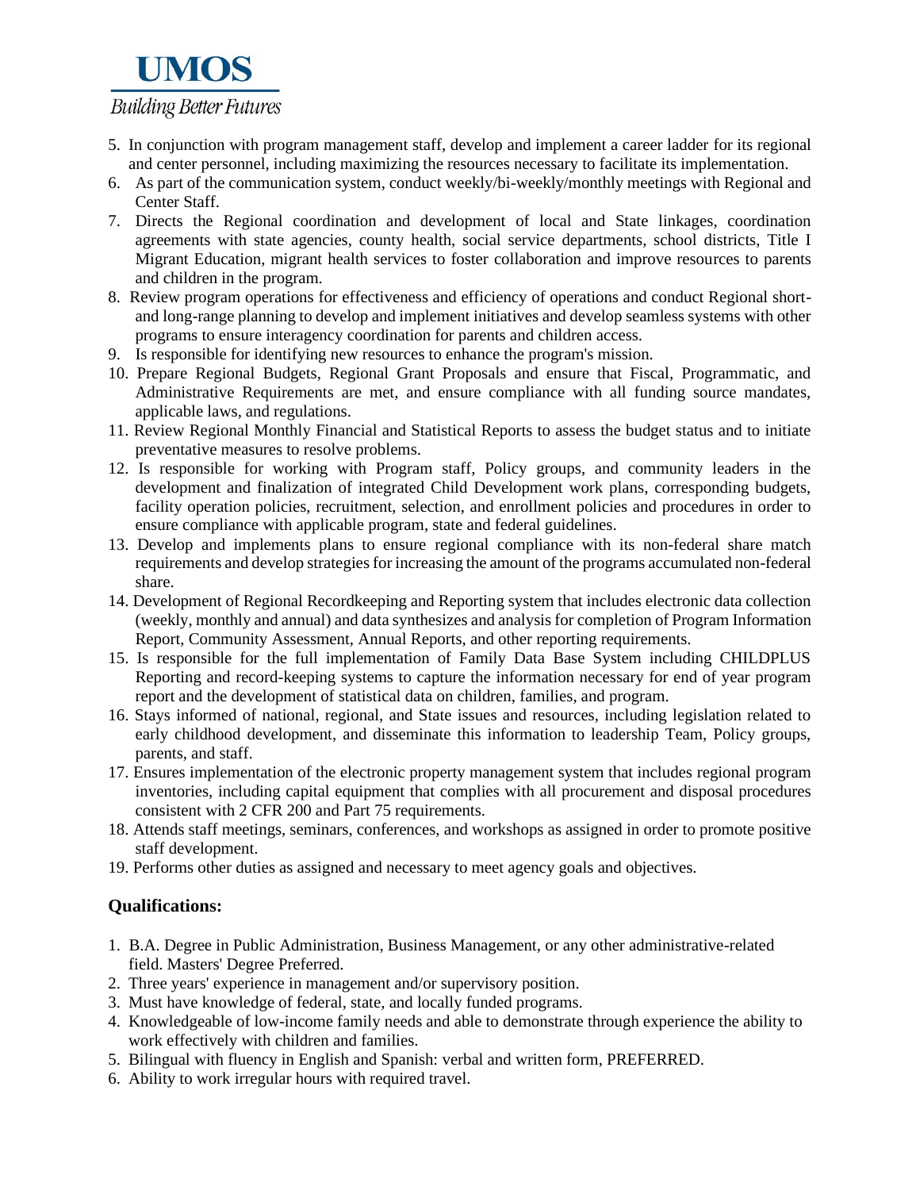5. In conjunction with program management staff, develop and implement a career ladder for its regional and center personnel, including maximizing the resources necessary to facilitate its implementation.
6. As part of the communication system, conduct weekly/bi-weekly/monthly meetings with Regional and Center Staff.
7. Directs the Regional coordination and development of local and State linkages, coordination agreements with state agencies, county health, social service departments, school districts, Title I Migrant Education, migrant health services to foster collaboration and improve resources to parents and children in the program.
8. Review program operations for effectiveness and efficiency of operations and conduct Regional short- and long-range planning to develop and implement initiatives and develop seamless systems with other programs to ensure interagency coordination for parents and children access.
9. Is responsible for identifying new resources to enhance the program's mission.
10. Prepare Regional Budgets, Regional Grant Proposals and ensure that Fiscal, Programmatic, and Administrative Requirements are met, and ensure compliance with all funding source mandates, applicable laws, and regulations.
11. Review Regional Monthly Financial and Statistical Reports to assess the budget status and to initiate preventative measures to resolve problems.
12. Is responsible for working with Program staff, Policy groups, and community leaders in the development and finalization of integrated Child Development work plans, corresponding budgets, facility operation policies, recruitment, selection, and enrollment policies and procedures in order to ensure compliance with applicable program, state and federal guidelines.
13. Develop and implements plans to ensure regional compliance with its non-federal share match requirements and develop strategies for increasing the amount of the programs accumulated non-federal share.
14. Development of Regional Recordkeeping and Reporting system that includes electronic data collection (weekly, monthly and annual) and data synthesizes and analysis for completion of Program Information Report, Community Assessment, Annual Reports, and other reporting requirements.
15. Is responsible for the full implementation of Family Data Base System including CHILDPLUS Reporting and record-keeping systems to capture the information necessary for end of year program report and the development of statistical data on children, families, and program.
16. Stays informed of national, regional, and State issues and resources, including legislation related to early childhood development, and disseminate this information to leadership Team, Policy groups, parents, and staff.
17. Ensures implementation of the electronic property management system that includes regional program inventories, including capital equipment that complies with all procurement and disposal procedures consistent with 2 CFR 200 and Part 75 requirements.
18. Attends staff meetings, seminars, conferences, and workshops as assigned in order to promote positive staff development.
19. Performs other duties as assigned and necessary to meet agency goals and objectives.

## Qualifications:

1. B.A. Degree in Public Administration, Business Management, or any other administrative-related field. Masters' Degree Preferred.
2. Three years' experience in management and/or supervisory position.
3. Must have knowledge of federal, state, and locally funded programs.
4. Knowledgeable of low-income family needs and able to demonstrate through experience the ability to work effectively with children and families.
5. Bilingual with fluency in English and Spanish: verbal and written form, PREFERRED.
6. Ability to work irregular hours with required travel.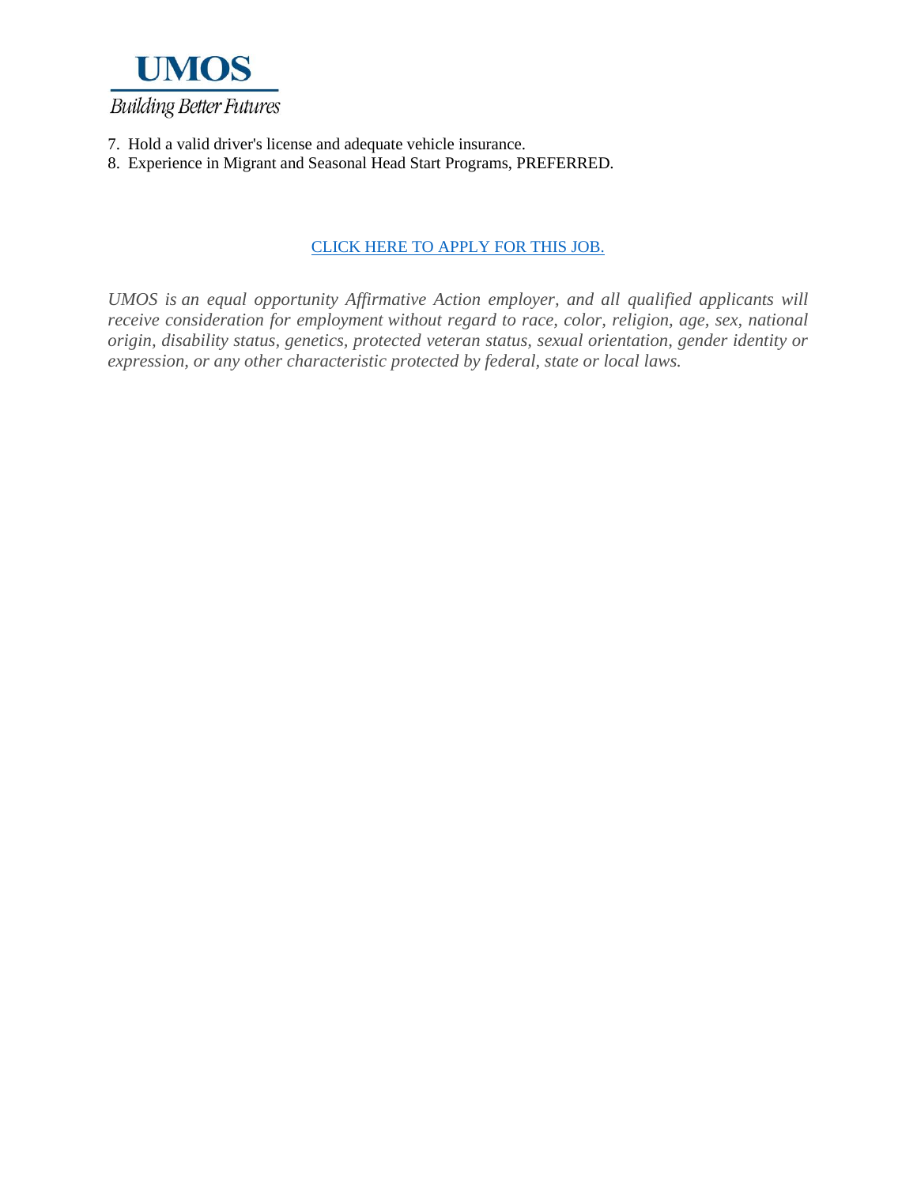7. Hold a valid driver's license and adequate vehicle insurance.
8. Experience in Migrant and Seasonal Head Start Programs, PREFERRED.

CLICK HERE TO APPLY FOR THIS JOB.

*UMOS is an equal opportunity Affirmative Action employer, and all qualified applicants will receive consideration for employment without regard to race, color, religion, age, sex, national origin, disability status, genetics, protected veteran status, sexual orientation, gender identity or expression, or any other characteristic protected by federal, state or local laws.*